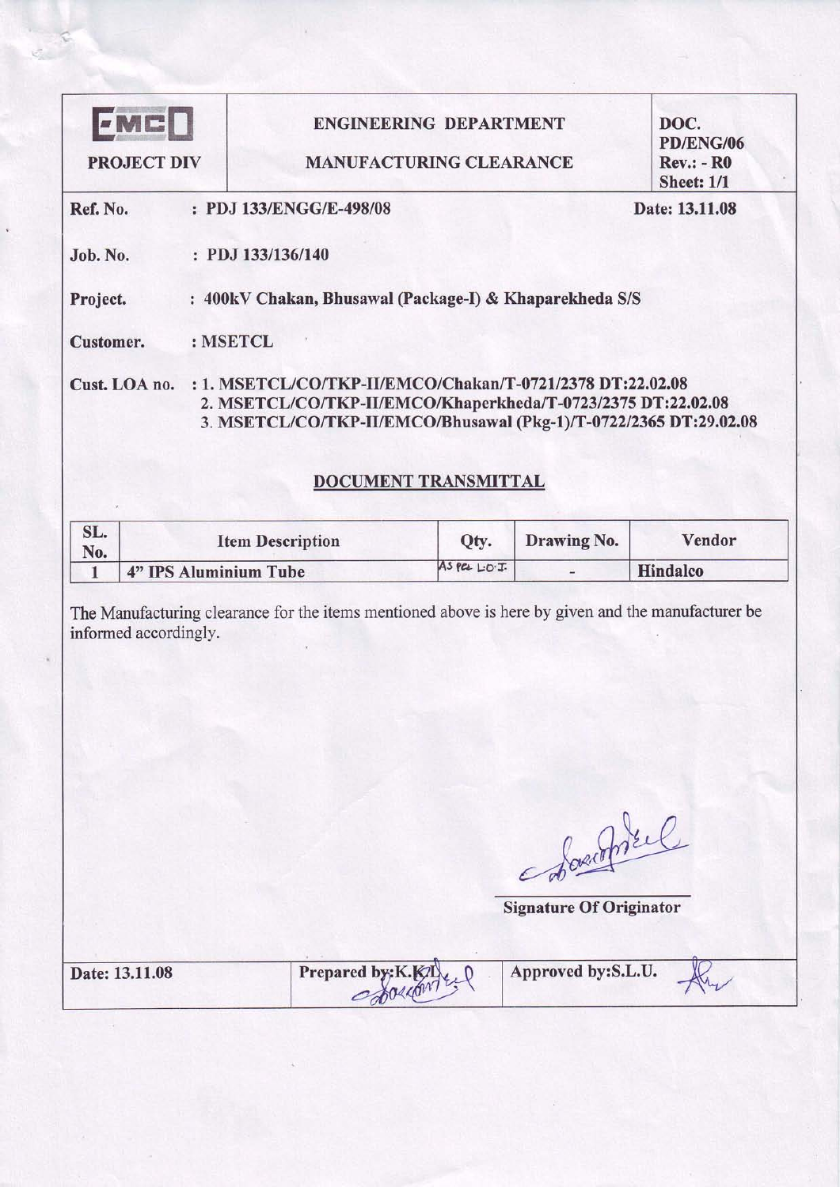| EMCO PROJECT DIV | ENGINEERING DEPARTMENT MANUFACTURING CLEARANCE | DOC. PD/ENG/06 Rev.: - R0 Sheet: 1/1 |
|---|---|---|

**Ref. No.** : PDJ 133/ENGG/E-498/08 **Date: 13.11.08**

**Job. No.** : PDJ 133/136/140

**Project.** : 400kV Chakan, Bhusawal (Package-I) & Khaparekheda S/S

**Customer.** : MSETCL

**Cust. LOA no.** : 1. MSETCL/CO/TKP-II/EMCO/Chakan/T-0721/2378 DT:22.02.08
2. MSETCL/CO/TKP-II/EMCO/Khaperkheda/T-0723/2375 DT:22.02.08
3. MSETCL/CO/TKP-II/EMCO/Bhusawal (Pkg-1)/T-0722/2365 DT:29.02.08

## DOCUMENT TRANSMITTAL

| SL. No. | Item Description | Qty. | Drawing No. | Vendor |
|---|---|---|---|---|
| 1 | 4" IPS Aluminium Tube | As per L.O.I. | - | Hindalco |

The Manufacturing clearance for the items mentioned above is here by given and the manufacturer be informed accordingly.

Signature Of Originator

| Date: 13.11.08 | Prepared by:K.K.D. | Approved by:S.L.U. |
|---|---|---|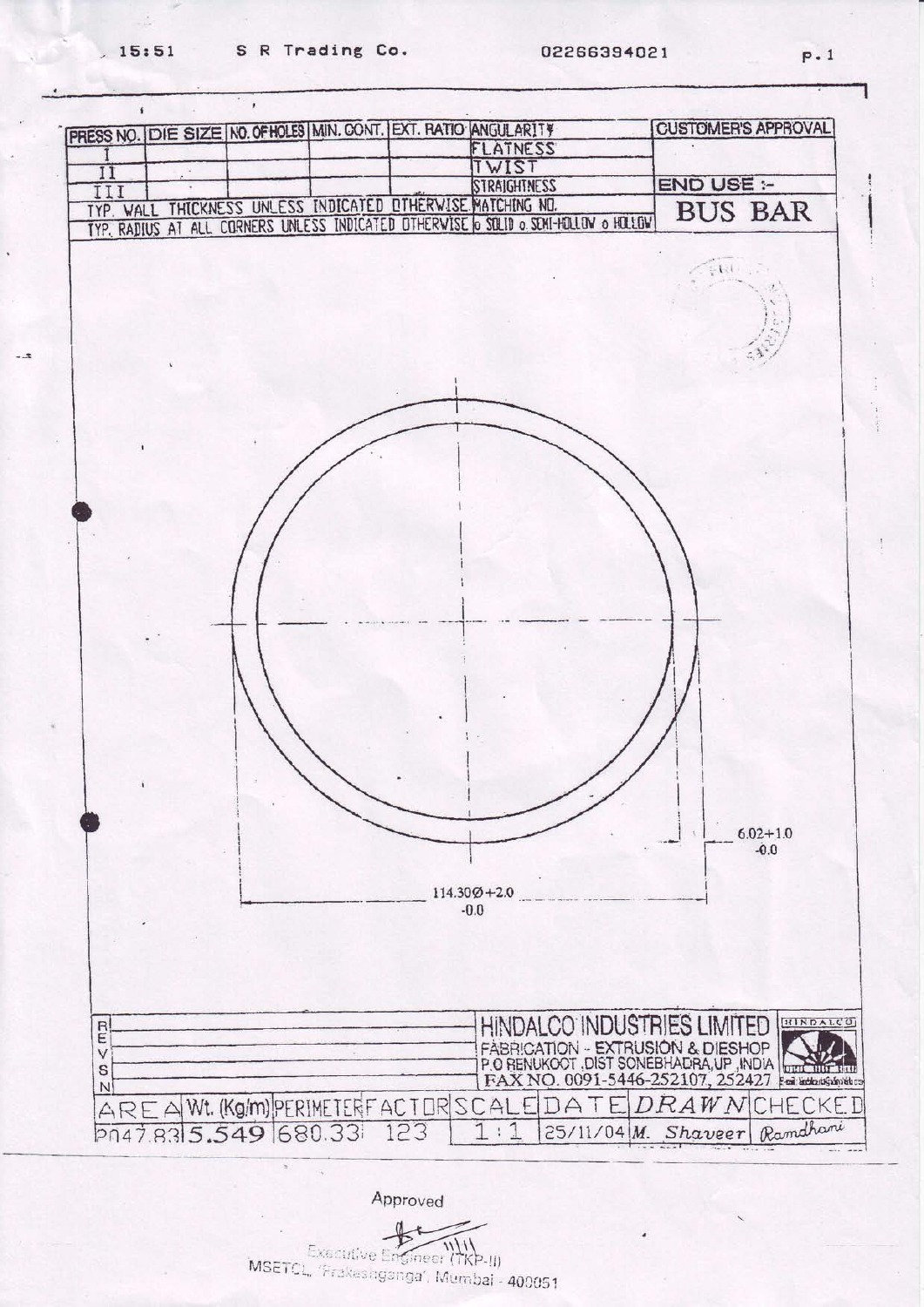| PRESS NO. | DIE SIZE | NO. OF HOLES | MIN. CONT. | EXT. RATIO | ANGULARITY | CUSTOMER'S APPROVAL |
|---|---|---|---|---|---|---|
| I | | | | | FLATNESS | |
| II | | | | | TWIST | |
| III | | | | | STRAIGHTNESS | END USE :- |
| TYP. WALL THICKNESS UNLESS INDICATED OTHERWISE | | | | | MATCHING NO. | BUS BAR |
| TYP. RADIUS AT ALL CORNERS UNLESS INDICATED OTHERWISE | | | | | o SOLID o SEMI-HOLLOW o HOLLOW | |

6.02+1.0
-0.0

114.30Ø+2.0
-0.0

**HINDALCO INDUSTRIES LIMITED**
FABRICATION - EXTRUSION & DIESHOP
P.O RENUKOOT, DIST SONEBHADRA, UP, INDIA
FAX NO. 0091-5446-252107, 252427

| REVSN | | | | | | | |
|---|---|---|---|---|---|---|---|
| AREA | Wt. (Kg/m) | PERIMETER | FACTOR | SCALE | DATE | DRAWN | CHECKED |
| 2047.83 | 5.549 | 680.33 | 123 | 1:1 | 25/11/04 | M. Shaveer | Ramdhani |

Approved

Executive Engineer (TKP-II)
MSETCL, 'Prakashganga', Mumbai - 400051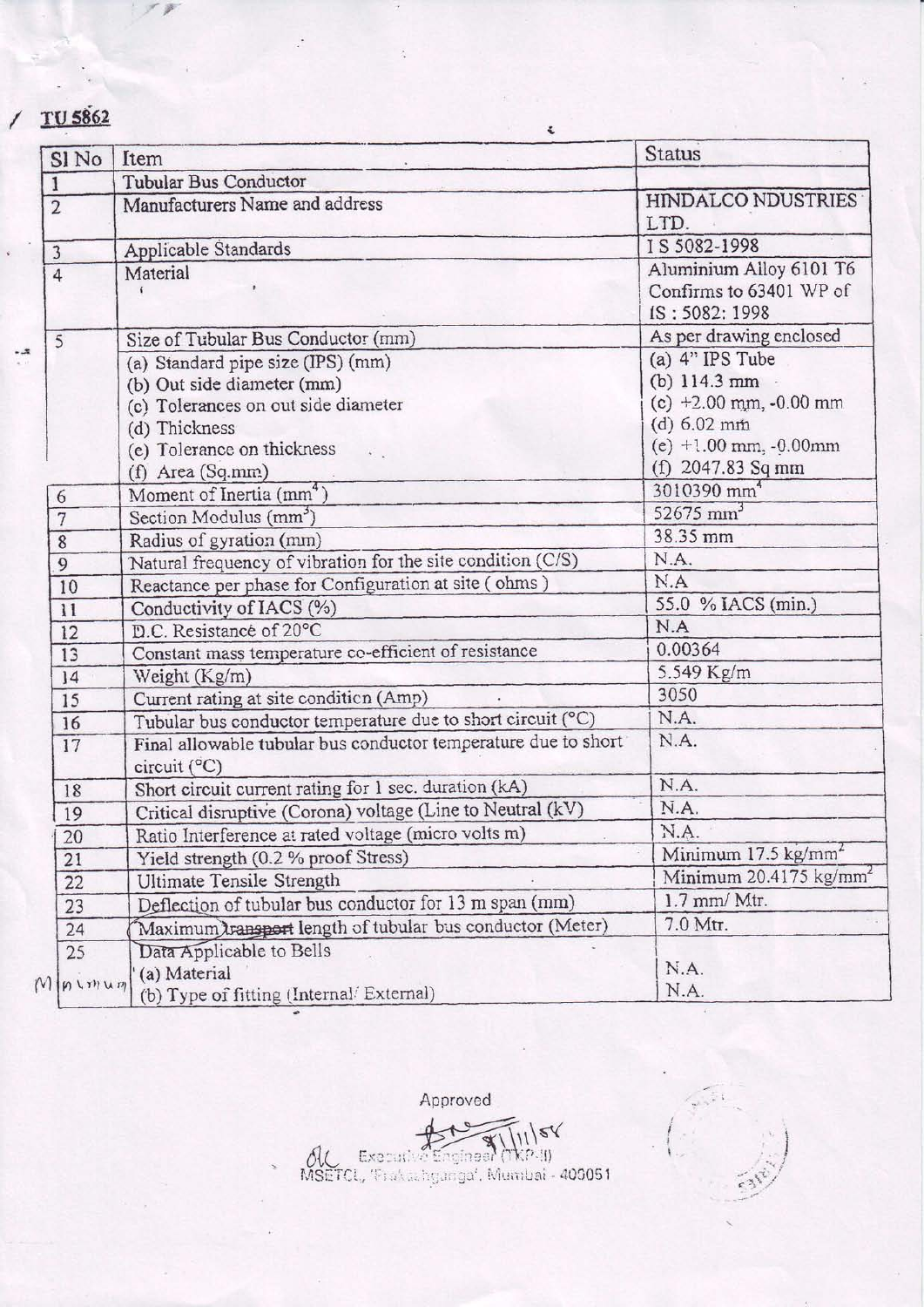TU 5862

| Sl No | Item | Status |
|---|---|---|
| 1 | Tubular Bus Conductor | |
| 2 | Manufacturers Name and address | HINDALCO NDUSTRIES LTD. |
| 3 | Applicable Standards | I S 5082-1998 |
| 4 | Material | Aluminium Alloy 6101 T6 Confirms to 63401 WP of IS : 5082: 1998 |
| 5 | Size of Tubular Bus Conductor (mm)<br>(a) Standard pipe size (IPS) (mm)<br>(b) Out side diameter (mm)<br>(c) Tolerances on out side diameter<br>(d) Thickness<br>(e) Tolerance on thickness<br>(f) Area (Sq.mm) | As per drawing enclosed<br>(a) 4" IPS Tube<br>(b) 114.3 mm<br>(c) +2.00 mm, -0.00 mm<br>(d) 6.02 mm<br>(e) +1.00 mm, -0.00mm<br>(f) 2047.83 Sq mm |
| 6 | Moment of Inertia ($mm^4$) | 3010390 $mm^4$ |
| 7 | Section Modulus ($mm^3$) | 52675 $mm^3$ |
| 8 | Radius of gyration (mm) | 38.35 mm |
| 9 | Natural frequency of vibration for the site condition (C/S) | N.A. |
| 10 | Reactance per phase for Configuration at site ( ohms ) | N.A |
| 11 | Conductivity of IACS (%) | 55.0 % IACS (min.) |
| 12 | D.C. Resistance of 20°C | N.A |
| 13 | Constant mass temperature co-efficient of resistance | 0.00364 |
| 14 | Weight (Kg/m) | 5.549 Kg/m |
| 15 | Current rating at site condition (Amp) | 3050 |
| 16 | Tubular bus conductor temperature due to short circuit (°C) | N.A. |
| 17 | Final allowable tubular bus conductor temperature due to short circuit (°C) | N.A. |
| 18 | Short circuit current rating for 1 sec. duration (kA) | N.A. |
| 19 | Critical disruptive (Corona) voltage (Line to Neutral (kV) | N.A. |
| 20 | Ratio Interference at rated voltage (micro volts m) | N.A. |
| 21 | Yield strength (0.2 % proof Stress) | Minimum 17.5 kg/$mm^2$ |
| 22 | Ultimate Tensile Strength | Minimum 20.4175 kg/$mm^2$ |
| 23 | Deflection of tubular bus conductor for 13 m span (mm) | 1.7 mm/ Mtr. |
| 24 | ~~Maximum transport~~ Minimum length of tubular bus conductor (Meter) | 7.0 Mtr. |
| 25 | Data Applicable to Bells<br>(a) Material<br>(b) Type of fitting (Internal/ External) | <br>N.A.<br>N.A. |

Approved

Executive Engineer (TKP-II)
MSETCL, 'Prakashganga', Mumbai - 400051